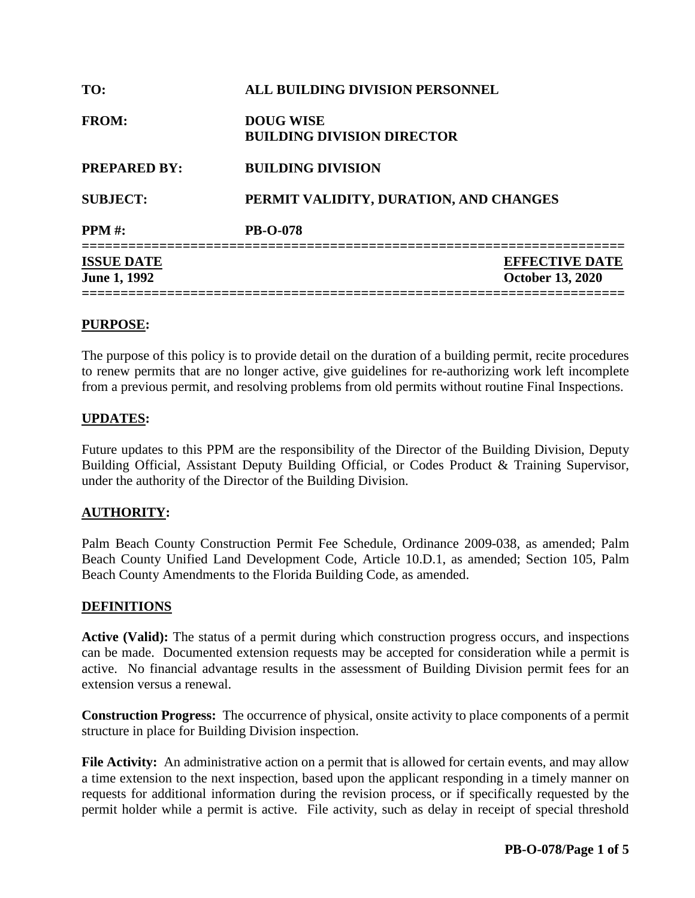**TO:** ALL BUILDING DIVISION PERSONNEL

**FROM:** DOUG WISE
BUILDING DIVISION DIRECTOR

**PREPARED BY:** BUILDING DIVISION

**SUBJECT:** PERMIT VALIDITY, DURATION, AND CHANGES

**PPM #:** PB-O-078

| **ISSUE DATE** | **EFFECTIVE DATE** |
| --- | --- |
| **June 1, 1992** | **October 13, 2020** |

## PURPOSE:

The purpose of this policy is to provide detail on the duration of a building permit, recite procedures to renew permits that are no longer active, give guidelines for re-authorizing work left incomplete from a previous permit, and resolving problems from old permits without routine Final Inspections.

## UPDATES:

Future updates to this PPM are the responsibility of the Director of the Building Division, Deputy Building Official, Assistant Deputy Building Official, or Codes Product & Training Supervisor, under the authority of the Director of the Building Division.

## AUTHORITY:

Palm Beach County Construction Permit Fee Schedule, Ordinance 2009-038, as amended; Palm Beach County Unified Land Development Code, Article 10.D.1, as amended; Section 105, Palm Beach County Amendments to the Florida Building Code, as amended.

## DEFINITIONS

**Active (Valid):** The status of a permit during which construction progress occurs, and inspections can be made. Documented extension requests may be accepted for consideration while a permit is active. No financial advantage results in the assessment of Building Division permit fees for an extension versus a renewal.

**Construction Progress:** The occurrence of physical, onsite activity to place components of a permit structure in place for Building Division inspection.

**File Activity:** An administrative action on a permit that is allowed for certain events, and may allow a time extension to the next inspection, based upon the applicant responding in a timely manner on requests for additional information during the revision process, or if specifically requested by the permit holder while a permit is active. File activity, such as delay in receipt of special threshold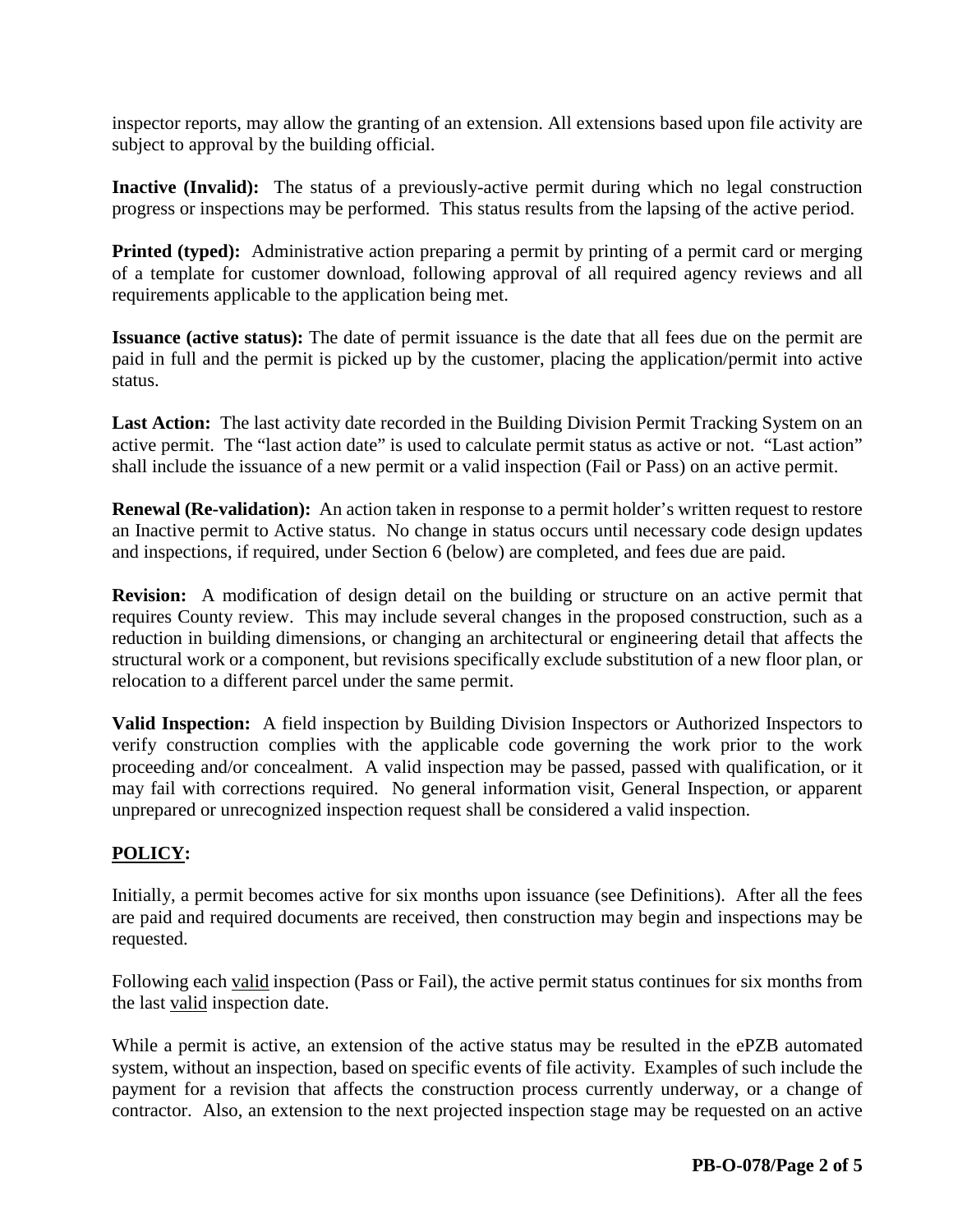inspector reports, may allow the granting of an extension. All extensions based upon file activity are subject to approval by the building official.

**Inactive (Invalid):** The status of a previously-active permit during which no legal construction progress or inspections may be performed. This status results from the lapsing of the active period.

**Printed (typed):** Administrative action preparing a permit by printing of a permit card or merging of a template for customer download, following approval of all required agency reviews and all requirements applicable to the application being met.

**Issuance (active status):** The date of permit issuance is the date that all fees due on the permit are paid in full and the permit is picked up by the customer, placing the application/permit into active status.

**Last Action:** The last activity date recorded in the Building Division Permit Tracking System on an active permit. The "last action date" is used to calculate permit status as active or not. "Last action" shall include the issuance of a new permit or a valid inspection (Fail or Pass) on an active permit.

**Renewal (Re-validation):** An action taken in response to a permit holder's written request to restore an Inactive permit to Active status. No change in status occurs until necessary code design updates and inspections, if required, under Section 6 (below) are completed, and fees due are paid.

**Revision:** A modification of design detail on the building or structure on an active permit that requires County review. This may include several changes in the proposed construction, such as a reduction in building dimensions, or changing an architectural or engineering detail that affects the structural work or a component, but revisions specifically exclude substitution of a new floor plan, or relocation to a different parcel under the same permit.

**Valid Inspection:** A field inspection by Building Division Inspectors or Authorized Inspectors to verify construction complies with the applicable code governing the work prior to the work proceeding and/or concealment. A valid inspection may be passed, passed with qualification, or it may fail with corrections required. No general information visit, General Inspection, or apparent unprepared or unrecognized inspection request shall be considered a valid inspection.

## POLICY:

Initially, a permit becomes active for six months upon issuance (see Definitions). After all the fees are paid and required documents are received, then construction may begin and inspections may be requested.

Following each valid inspection (Pass or Fail), the active permit status continues for six months from the last valid inspection date.

While a permit is active, an extension of the active status may be resulted in the ePZB automated system, without an inspection, based on specific events of file activity. Examples of such include the payment for a revision that affects the construction process currently underway, or a change of contractor. Also, an extension to the next projected inspection stage may be requested on an active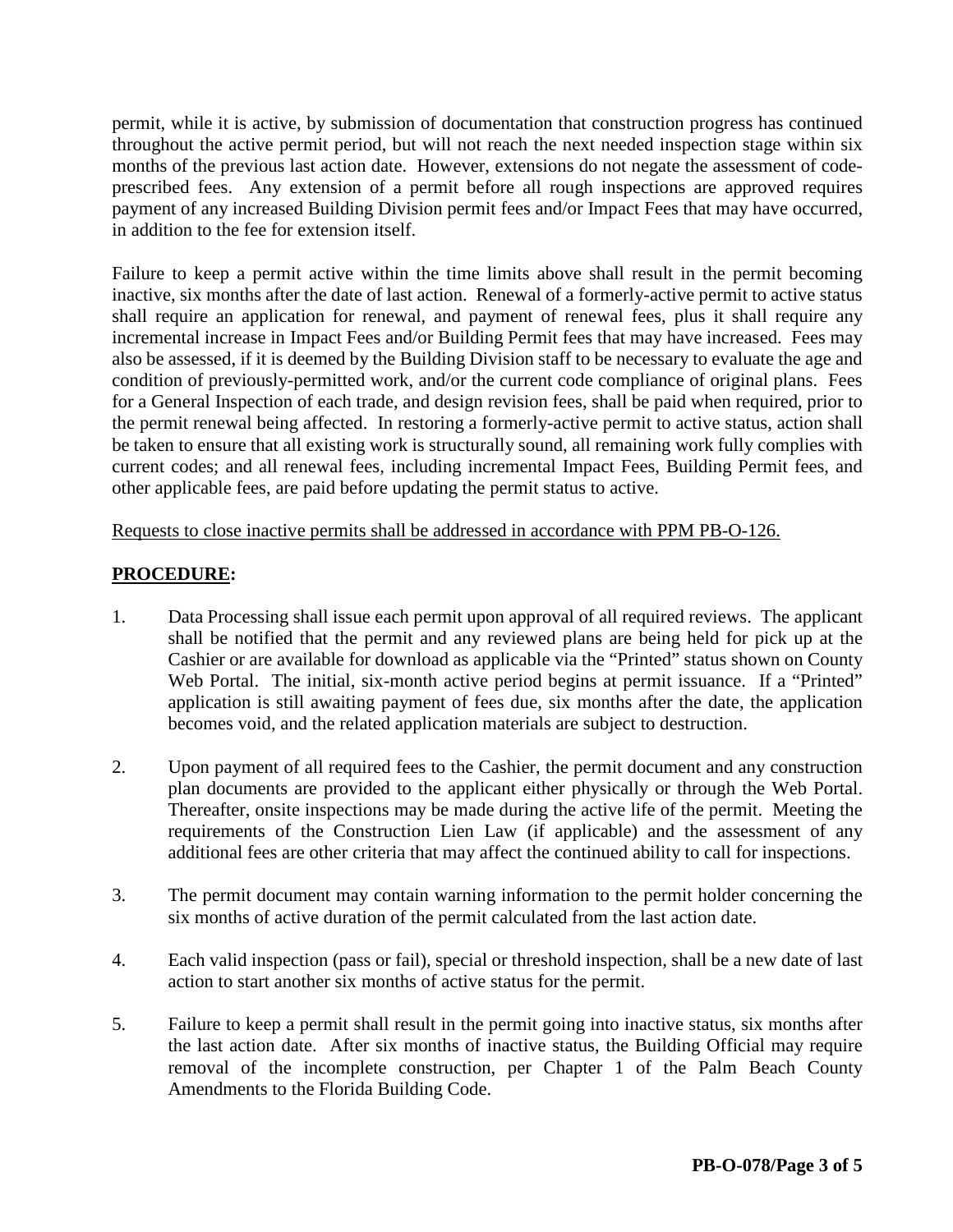permit, while it is active, by submission of documentation that construction progress has continued throughout the active permit period, but will not reach the next needed inspection stage within six months of the previous last action date. However, extensions do not negate the assessment of code-prescribed fees. Any extension of a permit before all rough inspections are approved requires payment of any increased Building Division permit fees and/or Impact Fees that may have occurred, in addition to the fee for extension itself.

Failure to keep a permit active within the time limits above shall result in the permit becoming inactive, six months after the date of last action. Renewal of a formerly-active permit to active status shall require an application for renewal, and payment of renewal fees, plus it shall require any incremental increase in Impact Fees and/or Building Permit fees that may have increased. Fees may also be assessed, if it is deemed by the Building Division staff to be necessary to evaluate the age and condition of previously-permitted work, and/or the current code compliance of original plans. Fees for a General Inspection of each trade, and design revision fees, shall be paid when required, prior to the permit renewal being affected. In restoring a formerly-active permit to active status, action shall be taken to ensure that all existing work is structurally sound, all remaining work fully complies with current codes; and all renewal fees, including incremental Impact Fees, Building Permit fees, and other applicable fees, are paid before updating the permit status to active.

<u>Requests to close inactive permits shall be addressed in accordance with PPM PB-O-126.</u>

**<u>PROCEDURE</u>:**

1. Data Processing shall issue each permit upon approval of all required reviews. The applicant shall be notified that the permit and any reviewed plans are being held for pick up at the Cashier or are available for download as applicable via the "Printed" status shown on County Web Portal. The initial, six-month active period begins at permit issuance. If a "Printed" application is still awaiting payment of fees due, six months after the date, the application becomes void, and the related application materials are subject to destruction.

2. Upon payment of all required fees to the Cashier, the permit document and any construction plan documents are provided to the applicant either physically or through the Web Portal. Thereafter, onsite inspections may be made during the active life of the permit. Meeting the requirements of the Construction Lien Law (if applicable) and the assessment of any additional fees are other criteria that may affect the continued ability to call for inspections.

3. The permit document may contain warning information to the permit holder concerning the six months of active duration of the permit calculated from the last action date.

4. Each valid inspection (pass or fail), special or threshold inspection, shall be a new date of last action to start another six months of active status for the permit.

5. Failure to keep a permit shall result in the permit going into inactive status, six months after the last action date. After six months of inactive status, the Building Official may require removal of the incomplete construction, per Chapter 1 of the Palm Beach County Amendments to the Florida Building Code.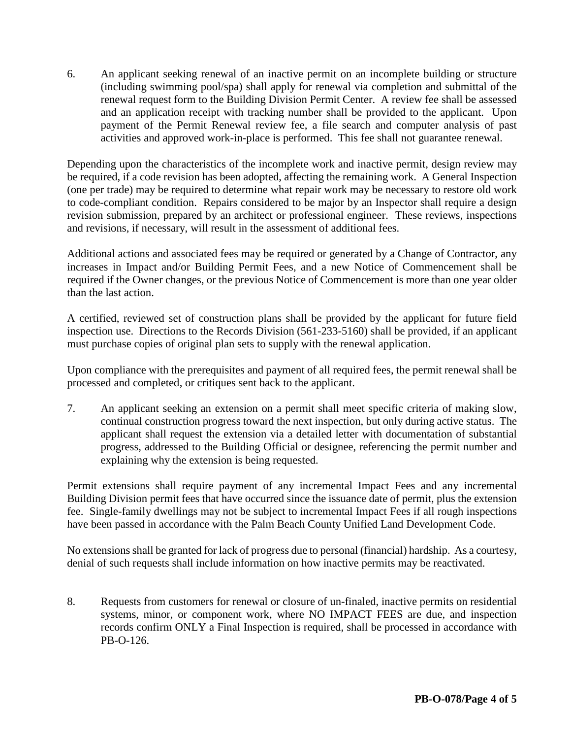6. An applicant seeking renewal of an inactive permit on an incomplete building or structure (including swimming pool/spa) shall apply for renewal via completion and submittal of the renewal request form to the Building Division Permit Center. A review fee shall be assessed and an application receipt with tracking number shall be provided to the applicant. Upon payment of the Permit Renewal review fee, a file search and computer analysis of past activities and approved work-in-place is performed. This fee shall not guarantee renewal.

Depending upon the characteristics of the incomplete work and inactive permit, design review may be required, if a code revision has been adopted, affecting the remaining work. A General Inspection (one per trade) may be required to determine what repair work may be necessary to restore old work to code-compliant condition. Repairs considered to be major by an Inspector shall require a design revision submission, prepared by an architect or professional engineer. These reviews, inspections and revisions, if necessary, will result in the assessment of additional fees.

Additional actions and associated fees may be required or generated by a Change of Contractor, any increases in Impact and/or Building Permit Fees, and a new Notice of Commencement shall be required if the Owner changes, or the previous Notice of Commencement is more than one year older than the last action.

A certified, reviewed set of construction plans shall be provided by the applicant for future field inspection use. Directions to the Records Division (561-233-5160) shall be provided, if an applicant must purchase copies of original plan sets to supply with the renewal application.

Upon compliance with the prerequisites and payment of all required fees, the permit renewal shall be processed and completed, or critiques sent back to the applicant.

7. An applicant seeking an extension on a permit shall meet specific criteria of making slow, continual construction progress toward the next inspection, but only during active status. The applicant shall request the extension via a detailed letter with documentation of substantial progress, addressed to the Building Official or designee, referencing the permit number and explaining why the extension is being requested.

Permit extensions shall require payment of any incremental Impact Fees and any incremental Building Division permit fees that have occurred since the issuance date of permit, plus the extension fee. Single-family dwellings may not be subject to incremental Impact Fees if all rough inspections have been passed in accordance with the Palm Beach County Unified Land Development Code.

No extensions shall be granted for lack of progress due to personal (financial) hardship. As a courtesy, denial of such requests shall include information on how inactive permits may be reactivated.

8. Requests from customers for renewal or closure of un-finaled, inactive permits on residential systems, minor, or component work, where NO IMPACT FEES are due, and inspection records confirm ONLY a Final Inspection is required, shall be processed in accordance with PB-O-126.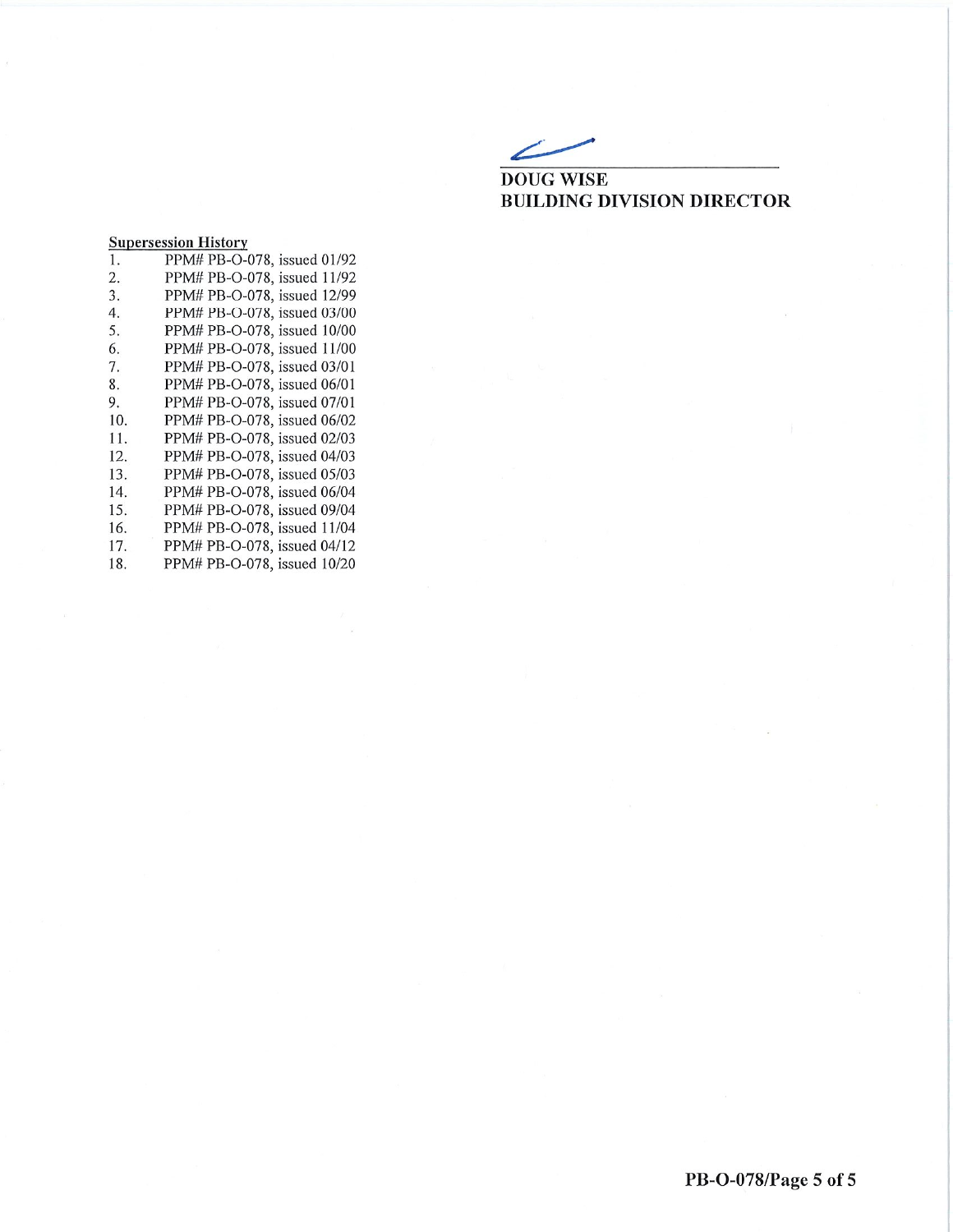DOUG WISE
BUILDING DIVISION DIRECTOR

Supersession History

1. PPM# PB-O-078, issued 01/92
2. PPM# PB-O-078, issued 11/92
3. PPM# PB-O-078, issued 12/99
4. PPM# PB-O-078, issued 03/00
5. PPM# PB-O-078, issued 10/00
6. PPM# PB-O-078, issued 11/00
7. PPM# PB-O-078, issued 03/01
8. PPM# PB-O-078, issued 06/01
9. PPM# PB-O-078, issued 07/01
10. PPM# PB-O-078, issued 06/02
11. PPM# PB-O-078, issued 02/03
12. PPM# PB-O-078, issued 04/03
13. PPM# PB-O-078, issued 05/03
14. PPM# PB-O-078, issued 06/04
15. PPM# PB-O-078, issued 09/04
16. PPM# PB-O-078, issued 11/04
17. PPM# PB-O-078, issued 04/12
18. PPM# PB-O-078, issued 10/20